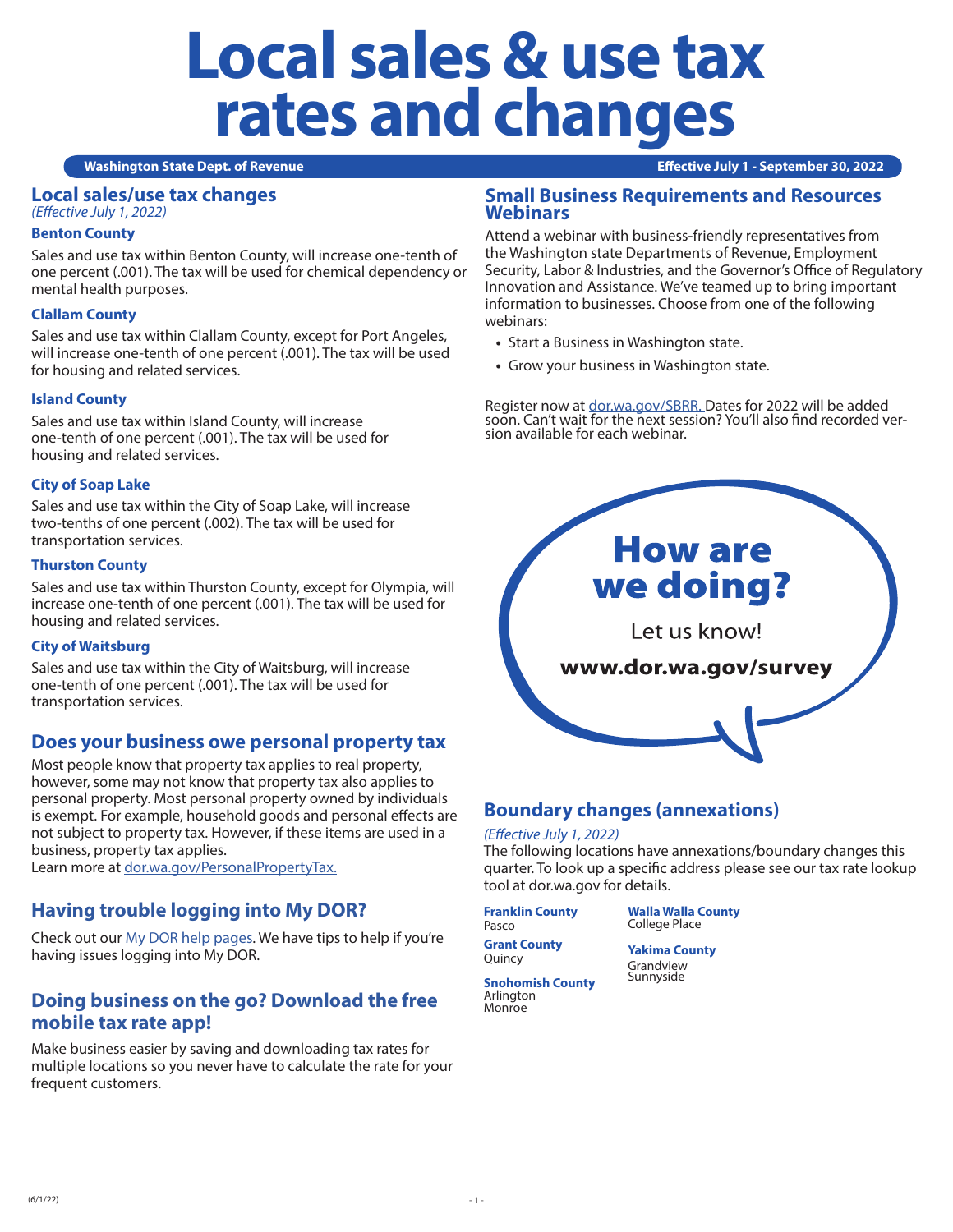# Local sales & use tax rates and changes

**Washington State Dept. of Revenue** | **Effective July 1 - September 30, 2022**

## Local sales/use tax changes

*(Effective July 1, 2022)*

### Benton County

Sales and use tax within Benton County, will increase one-tenth of one percent (.001). The tax will be used for chemical dependency or mental health purposes.

### Clallam County

Sales and use tax within Clallam County, except for Port Angeles, will increase one-tenth of one percent (.001). The tax will be used for housing and related services.

### Island County

Sales and use tax within Island County, will increase one-tenth of one percent (.001). The tax will be used for housing and related services.

### City of Soap Lake

Sales and use tax within the City of Soap Lake, will increase two-tenths of one percent (.002). The tax will be used for transportation services.

### Thurston County

Sales and use tax within Thurston County, except for Olympia, will increase one-tenth of one percent (.001). The tax will be used for housing and related services.

### City of Waitsburg

Sales and use tax within the City of Waitsburg, will increase one-tenth of one percent (.001). The tax will be used for transportation services.

## Does your business owe personal property tax

Most people know that property tax applies to real property, however, some may not know that property tax also applies to personal property. Most personal property owned by individuals is exempt. For example, household goods and personal effects are not subject to property tax. However, if these items are used in a business, property tax applies.
Learn more at dor.wa.gov/PersonalPropertyTax.

## Having trouble logging into My DOR?

Check out our My DOR help pages. We have tips to help if you're having issues logging into My DOR.

## Doing business on the go? Download the free mobile tax rate app!

Make business easier by saving and downloading tax rates for multiple locations so you never have to calculate the rate for your frequent customers.

## Small Business Requirements and Resources Webinars

Attend a webinar with business-friendly representatives from the Washington state Departments of Revenue, Employment Security, Labor & Industries, and the Governor's Office of Regulatory Innovation and Assistance. We've teamed up to bring important information to businesses. Choose from one of the following webinars:

- Start a Business in Washington state.
- Grow your business in Washington state.

Register now at dor.wa.gov/SBRR. Dates for 2022 will be added soon. Can't wait for the next session? You'll also find recorded version available for each webinar.

## How are we doing?

Let us know!

**www.dor.wa.gov/survey**

## Boundary changes (annexations)

*(Effective July 1, 2022)*

The following locations have annexations/boundary changes this quarter. To look up a specific address please see our tax rate lookup tool at dor.wa.gov for details.

**Franklin County**
Pasco

**Grant County**
Quincy

**Snohomish County**
Arlington
Monroe

**Walla Walla County**
College Place

**Yakima County**
Grandview
Sunnyside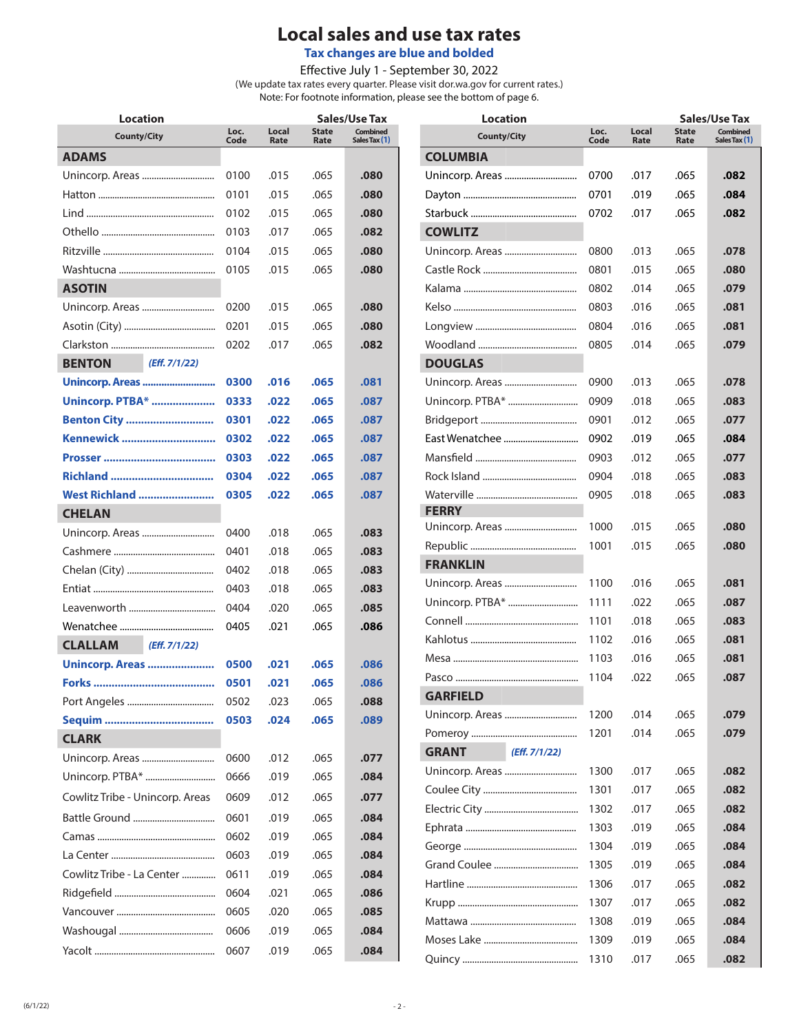# Local sales and use tax rates

**Tax changes are blue and bolded**

Effective July 1 - September 30, 2022

(We update tax rates every quarter. Please visit dor.wa.gov for current rates.)
Note: For footnote information, please see the bottom of page 6.

| Location County/City | Loc. Code | Local Rate | State Rate | Combined Sales Tax (1) |
|---|---|---|---|---|
| **ADAMS** | | | | |
| Unincorp. Areas | 0100 | .015 | .065 | **.080** |
| Hatton | 0101 | .015 | .065 | **.080** |
| Lind | 0102 | .015 | .065 | **.080** |
| Othello | 0103 | .017 | .065 | **.082** |
| Ritzville | 0104 | .015 | .065 | **.080** |
| Washtucna | 0105 | .015 | .065 | **.080** |
| **ASOTIN** | | | | |
| Unincorp. Areas | 0200 | .015 | .065 | **.080** |
| Asotin (City) | 0201 | .015 | .065 | **.080** |
| Clarkston | 0202 | .017 | .065 | **.082** |
| **BENTON** *(Eff. 7/1/22)* | | | | |
| **Unincorp. Areas** | **0300** | **.016** | **.065** | **.081** |
| **Unincorp. PTBA*** | **0333** | **.022** | **.065** | **.087** |
| **Benton City** | **0301** | **.022** | **.065** | **.087** |
| **Kennewick** | **0302** | **.022** | **.065** | **.087** |
| **Prosser** | **0303** | **.022** | **.065** | **.087** |
| **Richland** | **0304** | **.022** | **.065** | **.087** |
| **West Richland** | **0305** | **.022** | **.065** | **.087** |
| **CHELAN** | | | | |
| Unincorp. Areas | 0400 | .018 | .065 | **.083** |
| Cashmere | 0401 | .018 | .065 | **.083** |
| Chelan (City) | 0402 | .018 | .065 | **.083** |
| Entiat | 0403 | .018 | .065 | **.083** |
| Leavenworth | 0404 | .020 | .065 | **.085** |
| Wenatchee | 0405 | .021 | .065 | **.086** |
| **CLALLAM** *(Eff. 7/1/22)* | | | | |
| **Unincorp. Areas** | **0500** | **.021** | **.065** | **.086** |
| **Forks** | **0501** | **.021** | **.065** | **.086** |
| Port Angeles | 0502 | .023 | .065 | **.088** |
| **Sequim** | **0503** | **.024** | **.065** | **.089** |
| **CLARK** | | | | |
| Unincorp. Areas | 0600 | .012 | .065 | **.077** |
| Unincorp. PTBA* | 0666 | .019 | .065 | **.084** |
| Cowlitz Tribe - Unincorp. Areas | 0609 | .012 | .065 | **.077** |
| Battle Ground | 0601 | .019 | .065 | **.084** |
| Camas | 0602 | .019 | .065 | **.084** |
| La Center | 0603 | .019 | .065 | **.084** |
| Cowlitz Tribe - La Center | 0611 | .019 | .065 | **.084** |
| Ridgefield | 0604 | .021 | .065 | **.086** |
| Vancouver | 0605 | .020 | .065 | **.085** |
| Washougal | 0606 | .019 | .065 | **.084** |
| Yacolt | 0607 | .019 | .065 | **.084** |
| **COLUMBIA** | | | | |
| Unincorp. Areas | 0700 | .017 | .065 | **.082** |
| Dayton | 0701 | .019 | .065 | **.084** |
| Starbuck | 0702 | .017 | .065 | **.082** |
| **COWLITZ** | | | | |
| Unincorp. Areas | 0800 | .013 | .065 | **.078** |
| Castle Rock | 0801 | .015 | .065 | **.080** |
| Kalama | 0802 | .014 | .065 | **.079** |
| Kelso | 0803 | .016 | .065 | **.081** |
| Longview | 0804 | .016 | .065 | **.081** |
| Woodland | 0805 | .014 | .065 | **.079** |
| **DOUGLAS** | | | | |
| Unincorp. Areas | 0900 | .013 | .065 | **.078** |
| Unincorp. PTBA* | 0909 | .018 | .065 | **.083** |
| Bridgeport | 0901 | .012 | .065 | **.077** |
| East Wenatchee | 0902 | .019 | .065 | **.084** |
| Mansfield | 0903 | .012 | .065 | **.077** |
| Rock Island | 0904 | .018 | .065 | **.083** |
| Waterville | 0905 | .018 | .065 | **.083** |
| **FERRY** | | | | |
| Unincorp. Areas | 1000 | .015 | .065 | **.080** |
| Republic | 1001 | .015 | .065 | **.080** |
| **FRANKLIN** | | | | |
| Unincorp. Areas | 1100 | .016 | .065 | **.081** |
| Unincorp. PTBA* | 1111 | .022 | .065 | **.087** |
| Connell | 1101 | .018 | .065 | **.083** |
| Kahlotus | 1102 | .016 | .065 | **.081** |
| Mesa | 1103 | .016 | .065 | **.081** |
| Pasco | 1104 | .022 | .065 | **.087** |
| **GARFIELD** | | | | |
| Unincorp. Areas | 1200 | .014 | .065 | **.079** |
| Pomeroy | 1201 | .014 | .065 | **.079** |
| **GRANT** *(Eff. 7/1/22)* | | | | |
| Unincorp. Areas | 1300 | .017 | .065 | **.082** |
| Coulee City | 1301 | .017 | .065 | **.082** |
| Electric City | 1302 | .017 | .065 | **.082** |
| Ephrata | 1303 | .019 | .065 | **.084** |
| George | 1304 | .019 | .065 | **.084** |
| Grand Coulee | 1305 | .019 | .065 | **.084** |
| Hartline | 1306 | .017 | .065 | **.082** |
| Krupp | 1307 | .017 | .065 | **.082** |
| Mattawa | 1308 | .019 | .065 | **.084** |
| Moses Lake | 1309 | .019 | .065 | **.084** |
| Quincy | 1310 | .017 | .065 | **.082** |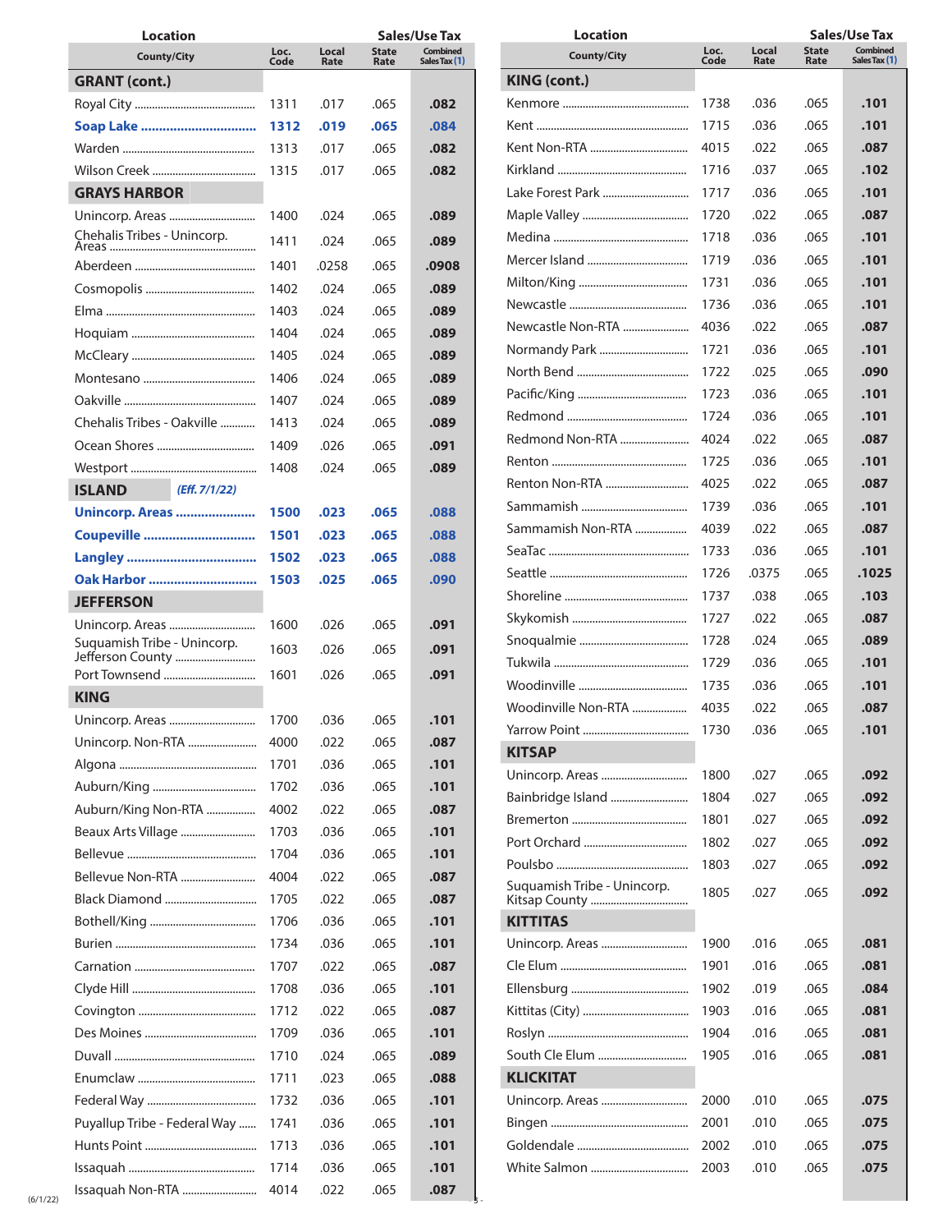| Location County/City | Loc. Code | Local Rate | State Rate | Combined Sales Tax (1) |
|---|---|---|---|---|
| **GRANT (cont.)** | | | | |
| Royal City | 1311 | .017 | .065 | **.082** |
| **Soap Lake** | **1312** | **.019** | **.065** | **.084** |
| Warden | 1313 | .017 | .065 | **.082** |
| Wilson Creek | 1315 | .017 | .065 | **.082** |
| **GRAYS HARBOR** | | | | |
| Unincorp. Areas | 1400 | .024 | .065 | **.089** |
| Chehalis Tribes - Unincorp. Areas | 1411 | .024 | .065 | **.089** |
| Aberdeen | 1401 | .0258 | .065 | **.0908** |
| Cosmopolis | 1402 | .024 | .065 | **.089** |
| Elma | 1403 | .024 | .065 | **.089** |
| Hoquiam | 1404 | .024 | .065 | **.089** |
| McCleary | 1405 | .024 | .065 | **.089** |
| Montesano | 1406 | .024 | .065 | **.089** |
| Oakville | 1407 | .024 | .065 | **.089** |
| Chehalis Tribes - Oakville | 1413 | .024 | .065 | **.089** |
| Ocean Shores | 1409 | .026 | .065 | **.091** |
| Westport | 1408 | .024 | .065 | **.089** |
| **ISLAND** *(Eff. 7/1/22)* | | | | |
| **Unincorp. Areas** | **1500** | **.023** | **.065** | **.088** |
| **Coupeville** | **1501** | **.023** | **.065** | **.088** |
| **Langley** | **1502** | **.023** | **.065** | **.088** |
| **Oak Harbor** | **1503** | **.025** | **.065** | **.090** |
| **JEFFERSON** | | | | |
| Unincorp. Areas | 1600 | .026 | .065 | **.091** |
| Suquamish Tribe - Unincorp. Jefferson County | 1603 | .026 | .065 | **.091** |
| Port Townsend | 1601 | .026 | .065 | **.091** |
| **KING** | | | | |
| Unincorp. Areas | 1700 | .036 | .065 | **.101** |
| Unincorp. Non-RTA | 4000 | .022 | .065 | **.087** |
| Algona | 1701 | .036 | .065 | **.101** |
| Auburn/King | 1702 | .036 | .065 | **.101** |
| Auburn/King Non-RTA | 4002 | .022 | .065 | **.087** |
| Beaux Arts Village | 1703 | .036 | .065 | **.101** |
| Bellevue | 1704 | .036 | .065 | **.101** |
| Bellevue Non-RTA | 4004 | .022 | .065 | **.087** |
| Black Diamond | 1705 | .022 | .065 | **.087** |
| Bothell/King | 1706 | .036 | .065 | **.101** |
| Burien | 1734 | .036 | .065 | **.101** |
| Carnation | 1707 | .022 | .065 | **.087** |
| Clyde Hill | 1708 | .036 | .065 | **.101** |
| Covington | 1712 | .022 | .065 | **.087** |
| Des Moines | 1709 | .036 | .065 | **.101** |
| Duvall | 1710 | .024 | .065 | **.089** |
| Enumclaw | 1711 | .023 | .065 | **.088** |
| Federal Way | 1732 | .036 | .065 | **.101** |
| Puyallup Tribe - Federal Way | 1741 | .036 | .065 | **.101** |
| Hunts Point | 1713 | .036 | .065 | **.101** |
| Issaquah | 1714 | .036 | .065 | **.101** |
| Issaquah Non-RTA | 4014 | .022 | .065 | **.087** |
| **KING (cont.)** | | | | |
| Kenmore | 1738 | .036 | .065 | **.101** |
| Kent | 1715 | .036 | .065 | **.101** |
| Kent Non-RTA | 4015 | .022 | .065 | **.087** |
| Kirkland | 1716 | .037 | .065 | **.102** |
| Lake Forest Park | 1717 | .036 | .065 | **.101** |
| Maple Valley | 1720 | .022 | .065 | **.087** |
| Medina | 1718 | .036 | .065 | **.101** |
| Mercer Island | 1719 | .036 | .065 | **.101** |
| Milton/King | 1731 | .036 | .065 | **.101** |
| Newcastle | 1736 | .036 | .065 | **.101** |
| Newcastle Non-RTA | 4036 | .022 | .065 | **.087** |
| Normandy Park | 1721 | .036 | .065 | **.101** |
| North Bend | 1722 | .025 | .065 | **.090** |
| Pacific/King | 1723 | .036 | .065 | **.101** |
| Redmond | 1724 | .036 | .065 | **.101** |
| Redmond Non-RTA | 4024 | .022 | .065 | **.087** |
| Renton | 1725 | .036 | .065 | **.101** |
| Renton Non-RTA | 4025 | .022 | .065 | **.087** |
| Sammamish | 1739 | .036 | .065 | **.101** |
| Sammamish Non-RTA | 4039 | .022 | .065 | **.087** |
| SeaTac | 1733 | .036 | .065 | **.101** |
| Seattle | 1726 | .0375 | .065 | **.1025** |
| Shoreline | 1737 | .038 | .065 | **.103** |
| Skykomish | 1727 | .022 | .065 | **.087** |
| Snoqualmie | 1728 | .024 | .065 | **.089** |
| Tukwila | 1729 | .036 | .065 | **.101** |
| Woodinville | 1735 | .036 | .065 | **.101** |
| Woodinville Non-RTA | 4035 | .022 | .065 | **.087** |
| Yarrow Point | 1730 | .036 | .065 | **.101** |
| **KITSAP** | | | | |
| Unincorp. Areas | 1800 | .027 | .065 | **.092** |
| Bainbridge Island | 1804 | .027 | .065 | **.092** |
| Bremerton | 1801 | .027 | .065 | **.092** |
| Port Orchard | 1802 | .027 | .065 | **.092** |
| Poulsbo | 1803 | .027 | .065 | **.092** |
| Suquamish Tribe - Unincorp. Kitsap County | 1805 | .027 | .065 | **.092** |
| **KITTITAS** | | | | |
| Unincorp. Areas | 1900 | .016 | .065 | **.081** |
| Cle Elum | 1901 | .016 | .065 | **.081** |
| Ellensburg | 1902 | .019 | .065 | **.084** |
| Kittitas (City) | 1903 | .016 | .065 | **.081** |
| Roslyn | 1904 | .016 | .065 | **.081** |
| South Cle Elum | 1905 | .016 | .065 | **.081** |
| **KLICKITAT** | | | | |
| Unincorp. Areas | 2000 | .010 | .065 | **.075** |
| Bingen | 2001 | .010 | .065 | **.075** |
| Goldendale | 2002 | .010 | .065 | **.075** |
| White Salmon | 2003 | .010 | .065 | **.075** |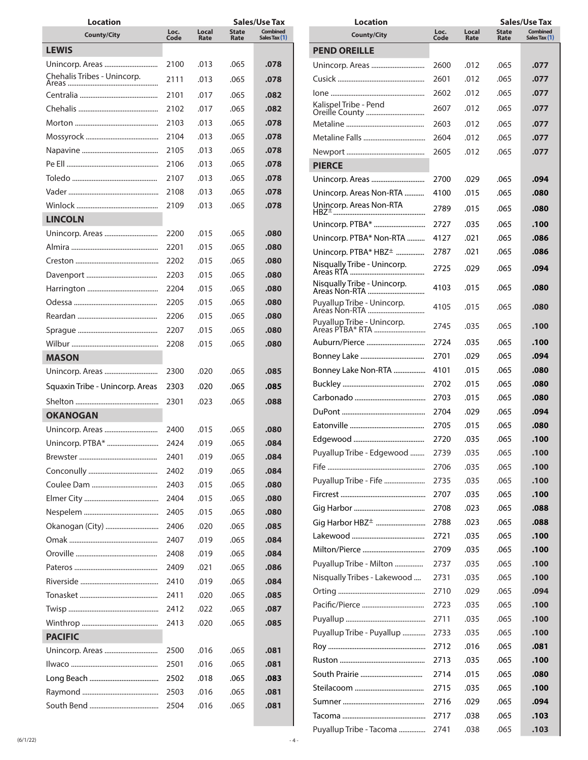| Location | | | Sales/Use Tax | |
|---|---|---|---|---|
| County/City | Loc. Code | Local Rate | State Rate | Combined Sales Tax (1) |
| **LEWIS** | | | | |
| Unincorp. Areas | 2100 | .013 | .065 | **.078** |
| Chehalis Tribes - Unincorp. Areas | 2111 | .013 | .065 | **.078** |
| Centralia | 2101 | .017 | .065 | **.082** |
| Chehalis | 2102 | .017 | .065 | **.082** |
| Morton | 2103 | .013 | .065 | **.078** |
| Mossyrock | 2104 | .013 | .065 | **.078** |
| Napavine | 2105 | .013 | .065 | **.078** |
| Pe Ell | 2106 | .013 | .065 | **.078** |
| Toledo | 2107 | .013 | .065 | **.078** |
| Vader | 2108 | .013 | .065 | **.078** |
| Winlock | 2109 | .013 | .065 | **.078** |
| **LINCOLN** | | | | |
| Unincorp. Areas | 2200 | .015 | .065 | **.080** |
| Almira | 2201 | .015 | .065 | **.080** |
| Creston | 2202 | .015 | .065 | **.080** |
| Davenport | 2203 | .015 | .065 | **.080** |
| Harrington | 2204 | .015 | .065 | **.080** |
| Odessa | 2205 | .015 | .065 | **.080** |
| Reardan | 2206 | .015 | .065 | **.080** |
| Sprague | 2207 | .015 | .065 | **.080** |
| Wilbur | 2208 | .015 | .065 | **.080** |
| **MASON** | | | | |
| Unincorp. Areas | 2300 | .020 | .065 | **.085** |
| Squaxin Tribe - Unincorp. Areas | 2303 | .020 | .065 | **.085** |
| Shelton | 2301 | .023 | .065 | **.088** |
| **OKANOGAN** | | | | |
| Unincorp. Areas | 2400 | .015 | .065 | **.080** |
| Unincorp. PTBA* | 2424 | .019 | .065 | **.084** |
| Brewster | 2401 | .019 | .065 | **.084** |
| Conconully | 2402 | .019 | .065 | **.084** |
| Coulee Dam | 2403 | .015 | .065 | **.080** |
| Elmer City | 2404 | .015 | .065 | **.080** |
| Nespelem | 2405 | .015 | .065 | **.080** |
| Okanogan (City) | 2406 | .020 | .065 | **.085** |
| Omak | 2407 | .019 | .065 | **.084** |
| Oroville | 2408 | .019 | .065 | **.084** |
| Pateros | 2409 | .021 | .065 | **.086** |
| Riverside | 2410 | .019 | .065 | **.084** |
| Tonasket | 2411 | .020 | .065 | **.085** |
| Twisp | 2412 | .022 | .065 | **.087** |
| Winthrop | 2413 | .020 | .065 | **.085** |
| **PACIFIC** | | | | |
| Unincorp. Areas | 2500 | .016 | .065 | **.081** |
| Ilwaco | 2501 | .016 | .065 | **.081** |
| Long Beach | 2502 | .018 | .065 | **.083** |
| Raymond | 2503 | .016 | .065 | **.081** |
| South Bend | 2504 | .016 | .065 | **.081** |
| **PEND OREILLE** | | | | |
| Unincorp. Areas | 2600 | .012 | .065 | **.077** |
| Cusick | 2601 | .012 | .065 | **.077** |
| Ione | 2602 | .012 | .065 | **.077** |
| Kalispel Tribe - Pend Oreille County | 2607 | .012 | .065 | **.077** |
| Metaline | 2603 | .012 | .065 | **.077** |
| Metaline Falls | 2604 | .012 | .065 | **.077** |
| Newport | 2605 | .012 | .065 | **.077** |
| **PIERCE** | | | | |
| Unincorp. Areas | 2700 | .029 | .065 | **.094** |
| Unincorp. Areas Non-RTA | 4100 | .015 | .065 | **.080** |
| Unincorp. Areas Non-RTA HBZ± | 2789 | .015 | .065 | **.080** |
| Unincorp. PTBA* | 2727 | .035 | .065 | **.100** |
| Unincorp. PTBA* Non-RTA | 4127 | .021 | .065 | **.086** |
| Unincorp. PTBA* HBZ± | 2787 | .021 | .065 | **.086** |
| Nisqually Tribe - Unincorp. Areas RTA | 2725 | .029 | .065 | **.094** |
| Nisqually Tribe - Unincorp. Areas Non-RTA | 4103 | .015 | .065 | **.080** |
| Puyallup Tribe - Unincorp. Areas Non-RTA | 4105 | .015 | .065 | **.080** |
| Puyallup Tribe - Unincorp. Areas PTBA* RTA | 2745 | .035 | .065 | **.100** |
| Auburn/Pierce | 2724 | .035 | .065 | **.100** |
| Bonney Lake | 2701 | .029 | .065 | **.094** |
| Bonney Lake Non-RTA | 4101 | .015 | .065 | **.080** |
| Buckley | 2702 | .015 | .065 | **.080** |
| Carbonado | 2703 | .015 | .065 | **.080** |
| DuPont | 2704 | .029 | .065 | **.094** |
| Eatonville | 2705 | .015 | .065 | **.080** |
| Edgewood | 2720 | .035 | .065 | **.100** |
| Puyallup Tribe - Edgewood | 2739 | .035 | .065 | **.100** |
| Fife | 2706 | .035 | .065 | **.100** |
| Puyallup Tribe - Fife | 2735 | .035 | .065 | **.100** |
| Fircrest | 2707 | .035 | .065 | **.100** |
| Gig Harbor | 2708 | .023 | .065 | **.088** |
| Gig Harbor HBZ± | 2788 | .023 | .065 | **.088** |
| Lakewood | 2721 | .035 | .065 | **.100** |
| Milton/Pierce | 2709 | .035 | .065 | **.100** |
| Puyallup Tribe - Milton | 2737 | .035 | .065 | **.100** |
| Nisqually Tribes - Lakewood | 2731 | .035 | .065 | **.100** |
| Orting | 2710 | .029 | .065 | **.094** |
| Pacific/Pierce | 2723 | .035 | .065 | **.100** |
| Puyallup | 2711 | .035 | .065 | **.100** |
| Puyallup Tribe - Puyallup | 2733 | .035 | .065 | **.100** |
| Roy | 2712 | .016 | .065 | **.081** |
| Ruston | 2713 | .035 | .065 | **.100** |
| South Prairie | 2714 | .015 | .065 | **.080** |
| Steilacoom | 2715 | .035 | .065 | **.100** |
| Sumner | 2716 | .029 | .065 | **.094** |
| Tacoma | 2717 | .038 | .065 | **.103** |
| Puyallup Tribe - Tacoma | 2741 | .038 | .065 | **.103** |

(6/1/22)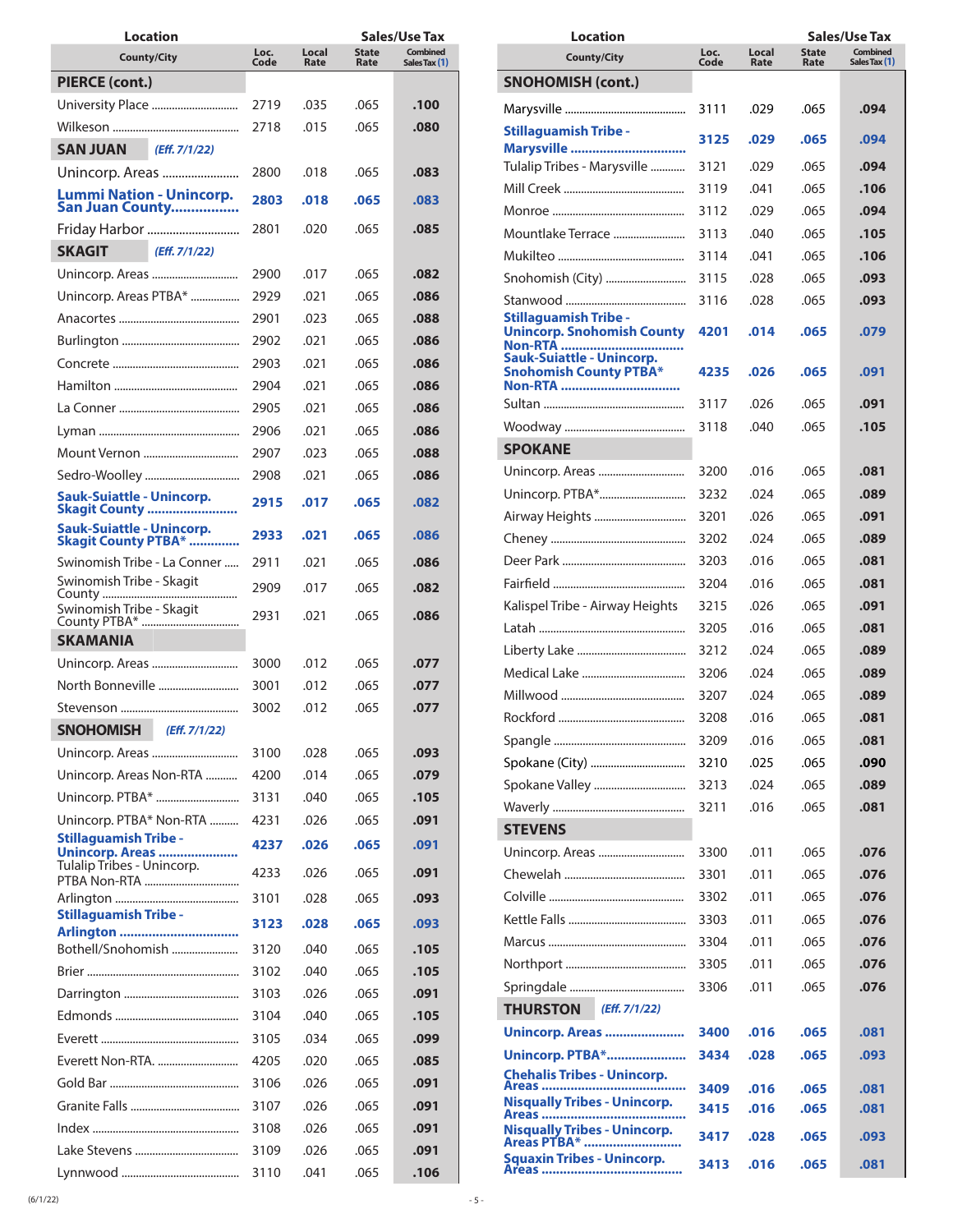| Location County/City | Loc. Code | Local Rate | State Rate | Combined Sales Tax (1) |
|---|---|---|---|---|
| **PIERCE (cont.)** | | | | |
| University Place | 2719 | .035 | .065 | **.100** |
| Wilkeson | 2718 | .015 | .065 | **.080** |
| **SAN JUAN** *(Eff. 7/1/22)* | | | | |
| Unincorp. Areas | 2800 | .018 | .065 | **.083** |
| **Lummi Nation - Unincorp. San Juan County** | **2803** | **.018** | **.065** | **.083** |
| Friday Harbor | 2801 | .020 | .065 | **.085** |
| **SKAGIT** *(Eff. 7/1/22)* | | | | |
| Unincorp. Areas | 2900 | .017 | .065 | **.082** |
| Unincorp. Areas PTBA* | 2929 | .021 | .065 | **.086** |
| Anacortes | 2901 | .023 | .065 | **.088** |
| Burlington | 2902 | .021 | .065 | **.086** |
| Concrete | 2903 | .021 | .065 | **.086** |
| Hamilton | 2904 | .021 | .065 | **.086** |
| La Conner | 2905 | .021 | .065 | **.086** |
| Lyman | 2906 | .021 | .065 | **.086** |
| Mount Vernon | 2907 | .023 | .065 | **.088** |
| Sedro-Woolley | 2908 | .021 | .065 | **.086** |
| **Sauk-Suiattle - Unincorp. Skagit County** | **2915** | **.017** | **.065** | **.082** |
| **Sauk-Suiattle - Unincorp. Skagit County PTBA*** | **2933** | **.021** | **.065** | **.086** |
| Swinomish Tribe - La Conner | 2911 | .021 | .065 | **.086** |
| Swinomish Tribe - Skagit County | 2909 | .017 | .065 | **.082** |
| Swinomish Tribe - Skagit County PTBA* | 2931 | .021 | .065 | **.086** |
| **SKAMANIA** | | | | |
| Unincorp. Areas | 3000 | .012 | .065 | **.077** |
| North Bonneville | 3001 | .012 | .065 | **.077** |
| Stevenson | 3002 | .012 | .065 | **.077** |
| **SNOHOMISH** *(Eff. 7/1/22)* | | | | |
| Unincorp. Areas | 3100 | .028 | .065 | **.093** |
| Unincorp. Areas Non-RTA | 4200 | .014 | .065 | **.079** |
| Unincorp. PTBA* | 3131 | .040 | .065 | **.105** |
| Unincorp. PTBA* Non-RTA | 4231 | .026 | .065 | **.091** |
| **Stillaguamish Tribe - Unincorp. Areas** | **4237** | **.026** | **.065** | **.091** |
| Tulalip Tribes - Unincorp. PTBA Non-RTA | 4233 | .026 | .065 | **.091** |
| Arlington | 3101 | .028 | .065 | **.093** |
| **Stillaguamish Tribe - Arlington** | **3123** | **.028** | **.065** | **.093** |
| Bothell/Snohomish | 3120 | .040 | .065 | **.105** |
| Brier | 3102 | .040 | .065 | **.105** |
| Darrington | 3103 | .026 | .065 | **.091** |
| Edmonds | 3104 | .040 | .065 | **.105** |
| Everett | 3105 | .034 | .065 | **.099** |
| Everett Non-RTA. | 4205 | .020 | .065 | **.085** |
| Gold Bar | 3106 | .026 | .065 | **.091** |
| Granite Falls | 3107 | .026 | .065 | **.091** |
| Index | 3108 | .026 | .065 | **.091** |
| Lake Stevens | 3109 | .026 | .065 | **.091** |
| Lynnwood | 3110 | .041 | .065 | **.106** |
| **SNOHOMISH (cont.)** | | | | |
| Marysville | 3111 | .029 | .065 | **.094** |
| **Stillaguamish Tribe - Marysville** | **3125** | **.029** | **.065** | **.094** |
| Tulalip Tribes - Marysville | 3121 | .029 | .065 | **.094** |
| Mill Creek | 3119 | .041 | .065 | **.106** |
| Monroe | 3112 | .029 | .065 | **.094** |
| Mountlake Terrace | 3113 | .040 | .065 | **.105** |
| Mukilteo | 3114 | .041 | .065 | **.106** |
| Snohomish (City) | 3115 | .028 | .065 | **.093** |
| Stanwood | 3116 | .028 | .065 | **.093** |
| **Stillaguamish Tribe - Unincorp. Snohomish County Non-RTA** | **4201** | **.014** | **.065** | **.079** |
| **Sauk-Suiattle - Unincorp. Snohomish County PTBA* Non-RTA** | **4235** | **.026** | **.065** | **.091** |
| Sultan | 3117 | .026 | .065 | **.091** |
| Woodway | 3118 | .040 | .065 | **.105** |
| **SPOKANE** | | | | |
| Unincorp. Areas | 3200 | .016 | .065 | **.081** |
| Unincorp. PTBA* | 3232 | .024 | .065 | **.089** |
| Airway Heights | 3201 | .026 | .065 | **.091** |
| Cheney | 3202 | .024 | .065 | **.089** |
| Deer Park | 3203 | .016 | .065 | **.081** |
| Fairfield | 3204 | .016 | .065 | **.081** |
| Kalispel Tribe - Airway Heights | 3215 | .026 | .065 | **.091** |
| Latah | 3205 | .016 | .065 | **.081** |
| Liberty Lake | 3212 | .024 | .065 | **.089** |
| Medical Lake | 3206 | .024 | .065 | **.089** |
| Millwood | 3207 | .024 | .065 | **.089** |
| Rockford | 3208 | .016 | .065 | **.081** |
| Spangle | 3209 | .016 | .065 | **.081** |
| Spokane (City) | 3210 | .025 | .065 | **.090** |
| Spokane Valley | 3213 | .024 | .065 | **.089** |
| Waverly | 3211 | .016 | .065 | **.081** |
| **STEVENS** | | | | |
| Unincorp. Areas | 3300 | .011 | .065 | **.076** |
| Chewelah | 3301 | .011 | .065 | **.076** |
| Colville | 3302 | .011 | .065 | **.076** |
| Kettle Falls | 3303 | .011 | .065 | **.076** |
| Marcus | 3304 | .011 | .065 | **.076** |
| Northport | 3305 | .011 | .065 | **.076** |
| Springdale | 3306 | .011 | .065 | **.076** |
| **THURSTON** *(Eff. 7/1/22)* | | | | |
| **Unincorp. Areas** | **3400** | **.016** | **.065** | **.081** |
| **Unincorp. PTBA*** | **3434** | **.028** | **.065** | **.093** |
| **Chehalis Tribes - Unincorp. Areas** | **3409** | **.016** | **.065** | **.081** |
| **Nisqually Tribes - Unincorp. Areas** | **3415** | **.016** | **.065** | **.081** |
| **Nisqually Tribes - Unincorp. Areas PTBA*** | **3417** | **.028** | **.065** | **.093** |
| **Squaxin Tribes - Unincorp. Areas** | **3413** | **.016** | **.065** | **.081** |

(6/1/22)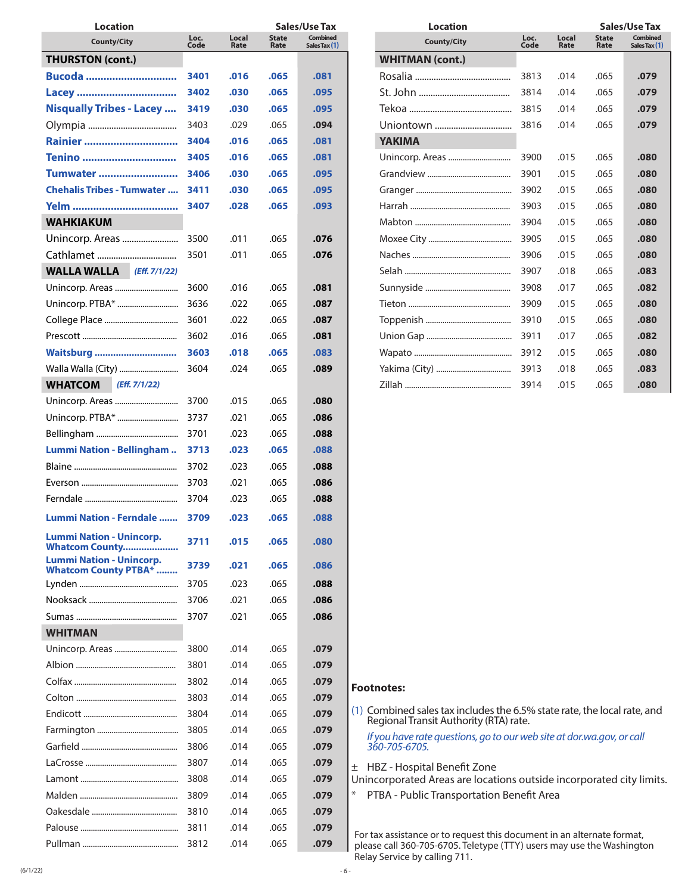| Location County/City | Loc. Code | Local Rate | State Rate | Combined Sales Tax (1) |
|---|---|---|---|---|
| **THURSTON (cont.)** | | | | |
| **Bucoda** | **3401** | **.016** | **.065** | **.081** |
| **Lacey** | **3402** | **.030** | **.065** | **.095** |
| **Nisqually Tribes - Lacey** | **3419** | **.030** | **.065** | **.095** |
| Olympia | 3403 | .029 | .065 | **.094** |
| **Rainier** | **3404** | **.016** | **.065** | **.081** |
| **Tenino** | **3405** | **.016** | **.065** | **.081** |
| **Tumwater** | **3406** | **.030** | **.065** | **.095** |
| **Chehalis Tribes - Tumwater** | **3411** | **.030** | **.065** | **.095** |
| **Yelm** | **3407** | **.028** | **.065** | **.093** |
| **WAHKIAKUM** | | | | |
| Unincorp. Areas | 3500 | .011 | .065 | **.076** |
| Cathlamet | 3501 | .011 | .065 | **.076** |
| **WALLA WALLA** *(Eff. 7/1/22)* | | | | |
| Unincorp. Areas | 3600 | .016 | .065 | **.081** |
| Unincorp. PTBA* | 3636 | .022 | .065 | **.087** |
| College Place | 3601 | .022 | .065 | **.087** |
| Prescott | 3602 | .016 | .065 | **.081** |
| **Waitsburg** | **3603** | **.018** | **.065** | **.083** |
| Walla Walla (City) | 3604 | .024 | .065 | **.089** |
| **WHATCOM** *(Eff. 7/1/22)* | | | | |
| Unincorp. Areas | 3700 | .015 | .065 | **.080** |
| Unincorp. PTBA* | 3737 | .021 | .065 | **.086** |
| Bellingham | 3701 | .023 | .065 | **.088** |
| **Lummi Nation - Bellingham** | **3713** | **.023** | **.065** | **.088** |
| Blaine | 3702 | .023 | .065 | **.088** |
| Everson | 3703 | .021 | .065 | **.086** |
| Ferndale | 3704 | .023 | .065 | **.088** |
| **Lummi Nation - Ferndale** | **3709** | **.023** | **.065** | **.088** |
| **Lummi Nation - Unincorp. Whatcom County** | **3711** | **.015** | **.065** | **.080** |
| **Lummi Nation - Unincorp. Whatcom County PTBA*** | **3739** | **.021** | **.065** | **.086** |
| Lynden | 3705 | .023 | .065 | **.088** |
| Nooksack | 3706 | .021 | .065 | **.086** |
| Sumas | 3707 | .021 | .065 | **.086** |
| **WHITMAN** | | | | |
| Unincorp. Areas | 3800 | .014 | .065 | **.079** |
| Albion | 3801 | .014 | .065 | **.079** |
| Colfax | 3802 | .014 | .065 | **.079** |
| Colton | 3803 | .014 | .065 | **.079** |
| Endicott | 3804 | .014 | .065 | **.079** |
| Farmington | 3805 | .014 | .065 | **.079** |
| Garfield | 3806 | .014 | .065 | **.079** |
| LaCrosse | 3807 | .014 | .065 | **.079** |
| Lamont | 3808 | .014 | .065 | **.079** |
| Malden | 3809 | .014 | .065 | **.079** |
| Oakesdale | 3810 | .014 | .065 | **.079** |
| Palouse | 3811 | .014 | .065 | **.079** |
| Pullman | 3812 | .014 | .065 | **.079** |
| **WHITMAN (cont.)** | | | | |
| Rosalia | 3813 | .014 | .065 | **.079** |
| St. John | 3814 | .014 | .065 | **.079** |
| Tekoa | 3815 | .014 | .065 | **.079** |
| Uniontown | 3816 | .014 | .065 | **.079** |
| **YAKIMA** | | | | |
| Unincorp. Areas | 3900 | .015 | .065 | **.080** |
| Grandview | 3901 | .015 | .065 | **.080** |
| Granger | 3902 | .015 | .065 | **.080** |
| Harrah | 3903 | .015 | .065 | **.080** |
| Mabton | 3904 | .015 | .065 | **.080** |
| Moxee City | 3905 | .015 | .065 | **.080** |
| Naches | 3906 | .015 | .065 | **.080** |
| Selah | 3907 | .018 | .065 | **.083** |
| Sunnyside | 3908 | .017 | .065 | **.082** |
| Tieton | 3909 | .015 | .065 | **.080** |
| Toppenish | 3910 | .015 | .065 | **.080** |
| Union Gap | 3911 | .017 | .065 | **.082** |
| Wapato | 3912 | .015 | .065 | **.080** |
| Yakima (City) | 3913 | .018 | .065 | **.083** |
| Zillah | 3914 | .015 | .065 | **.080** |

**Footnotes:**

(1) Combined sales tax includes the 6.5% state rate, the local rate, and Regional Transit Authority (RTA) rate.

*If you have rate questions, go to our web site at dor.wa.gov, or call 360-705-6705.*

± HBZ - Hospital Benefit Zone

Unincorporated Areas are locations outside incorporated city limits.

* PTBA - Public Transportation Benefit Area

For tax assistance or to request this document in an alternate format, please call 360-705-6705. Teletype (TTY) users may use the Washington Relay Service by calling 711.

(6/1/22)